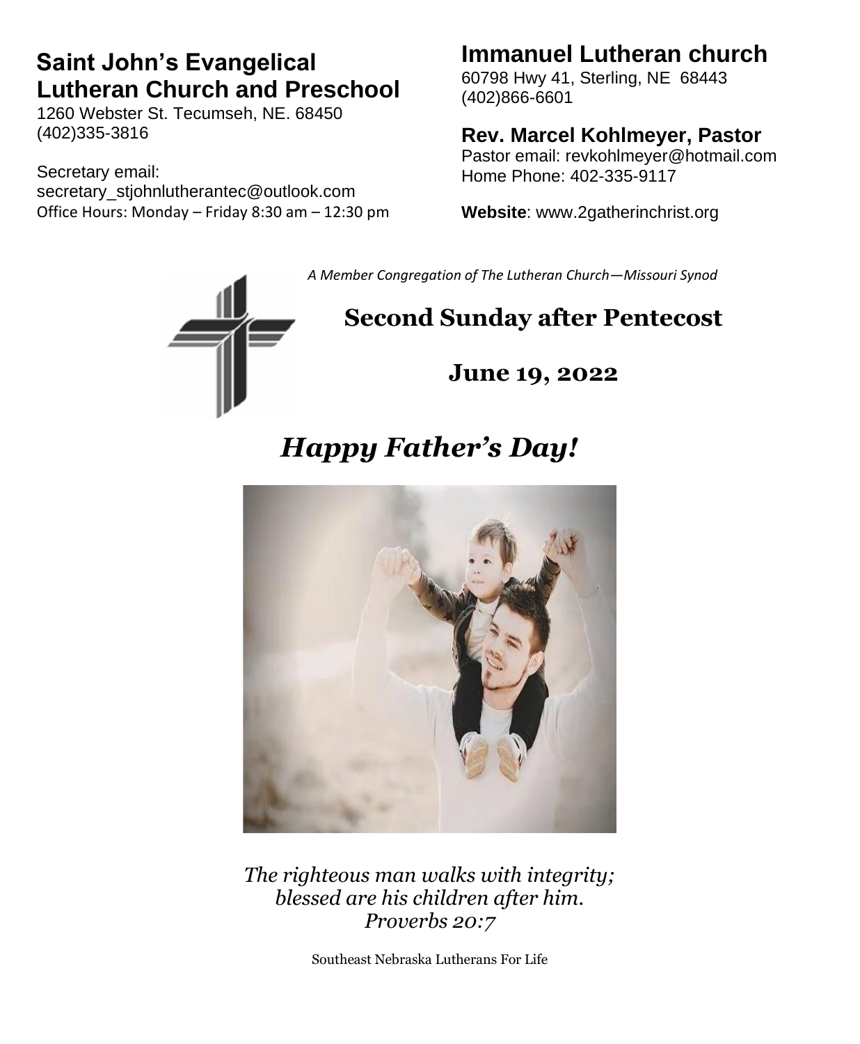## Saint John's Evangelical Lutheran Church and Preschool

1260 Webster St. Tecumseh, NE. 68450
(402)335-3816

Secretary email:
secretary_stjohnlutherantec@outlook.com
Office Hours: Monday – Friday 8:30 am – 12:30 pm

## Immanuel Lutheran church

60798 Hwy 41, Sterling, NE 68443
(402)866-6601

### Rev. Marcel Kohlmeyer, Pastor

Pastor email: revkohlmeyer@hotmail.com
Home Phone: 402-335-9117

**Website**: www.2gatherinchrist.org

*A Member Congregation of The Lutheran Church—Missouri Synod*

# Second Sunday after Pentecost

## June 19, 2022

# *Happy Father's Day!*

*The righteous man walks with integrity;*
*blessed are his children after him.*
*Proverbs 20:7*

Southeast Nebraska Lutherans For Life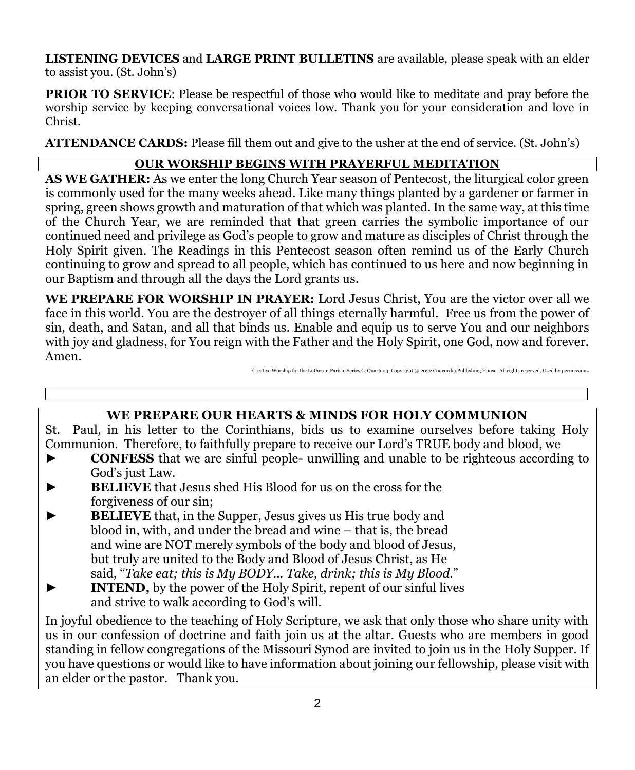**LISTENING DEVICES** and **LARGE PRINT BULLETINS** are available, please speak with an elder to assist you. (St. John's)

**PRIOR TO SERVICE**: Please be respectful of those who would like to meditate and pray before the worship service by keeping conversational voices low. Thank you for your consideration and love in Christ.

**ATTENDANCE CARDS:** Please fill them out and give to the usher at the end of service. (St. John's)

## OUR WORSHIP BEGINS WITH PRAYERFUL MEDITATION

**AS WE GATHER:** As we enter the long Church Year season of Pentecost, the liturgical color green is commonly used for the many weeks ahead. Like many things planted by a gardener or farmer in spring, green shows growth and maturation of that which was planted. In the same way, at this time of the Church Year, we are reminded that that green carries the symbolic importance of our continued need and privilege as God's people to grow and mature as disciples of Christ through the Holy Spirit given. The Readings in this Pentecost season often remind us of the Early Church continuing to grow and spread to all people, which has continued to us here and now beginning in our Baptism and through all the days the Lord grants us.

**WE PREPARE FOR WORSHIP IN PRAYER:** Lord Jesus Christ, You are the victor over all we face in this world. You are the destroyer of all things eternally harmful. Free us from the power of sin, death, and Satan, and all that binds us. Enable and equip us to serve You and our neighbors with joy and gladness, for You reign with the Father and the Holy Spirit, one God, now and forever. Amen.

Creative Worship for the Lutheran Parish, Series C, Quarter 3. Copyright © 2022 Concordia Publishing House. All rights reserved. Used by permission.

## WE PREPARE OUR HEARTS & MINDS FOR HOLY COMMUNION

St. Paul, in his letter to the Corinthians, bids us to examine ourselves before taking Holy Communion. Therefore, to faithfully prepare to receive our Lord's TRUE body and blood, we

- ► **CONFESS** that we are sinful people- unwilling and unable to be righteous according to God's just Law.
- ► **BELIEVE** that Jesus shed His Blood for us on the cross for the forgiveness of our sin;
- ► **BELIEVE** that, in the Supper, Jesus gives us His true body and blood in, with, and under the bread and wine – that is, the bread and wine are NOT merely symbols of the body and blood of Jesus, but truly are united to the Body and Blood of Jesus Christ, as He said, "*Take eat; this is My BODY… Take, drink; this is My Blood.*"
- ► **INTEND,** by the power of the Holy Spirit, repent of our sinful lives and strive to walk according to God's will.

In joyful obedience to the teaching of Holy Scripture, we ask that only those who share unity with us in our confession of doctrine and faith join us at the altar. Guests who are members in good standing in fellow congregations of the Missouri Synod are invited to join us in the Holy Supper. If you have questions or would like to have information about joining our fellowship, please visit with an elder or the pastor. Thank you.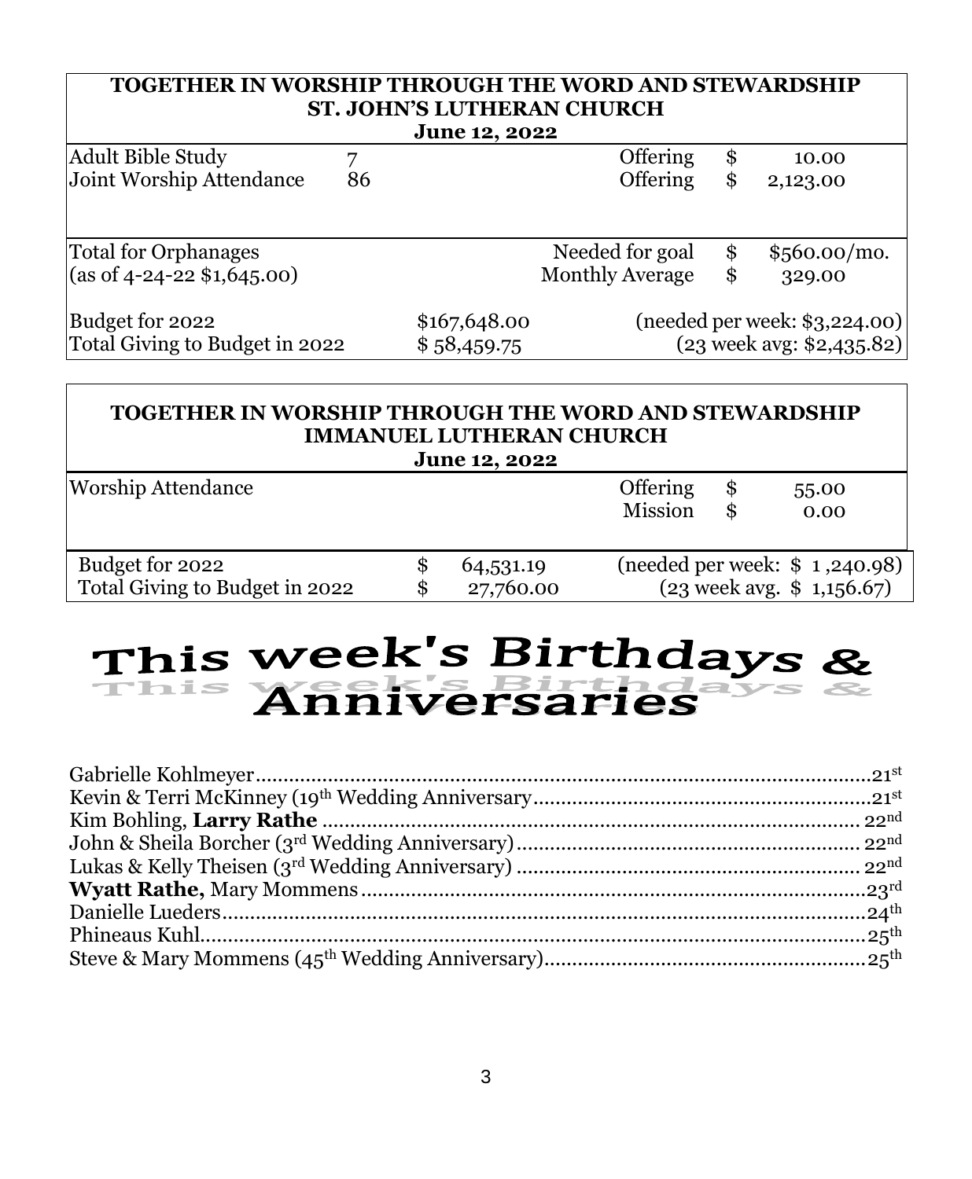| TOGETHER IN WORSHIP THROUGH THE WORD AND STEWARDSHIP<br>ST. JOHN'S LUTHERAN CHURCH<br>June 12, 2022 | | | | | |
|---|---|---|---|---|---|
| Adult Bible Study | 7 | | Offering | $ | 10.00 |
| Joint Worship Attendance | 86 | | Offering | $ | 2,123.00 |
| Total for Orphanages<br>(as of 4-24-22 $1,645.00) | | | Needed for goal<br>Monthly Average | $<br>$ | $560.00/mo.<br>329.00 |
| Budget for 2022 | | $167,648.00 | (needed per week: $3,224.00) | | |
| Total Giving to Budget in 2022 | | $ 58,459.75 | (23 week avg: $2,435.82) | | |

| TOGETHER IN WORSHIP THROUGH THE WORD AND STEWARDSHIP<br>IMMANUEL LUTHERAN CHURCH<br>June 12, 2022 | | | | |
|---|---|---|---|---|
| Worship Attendance | | Offering | $ | 55.00 |
| | | Mission | $ | 0.00 |
| Budget for 2022 | $ 64,531.19 | (needed per week: $ 1,240.98) | | |
| Total Giving to Budget in 2022 | $ 27,760.00 | (23 week avg. $ 1,156.67) | | |

# This week's Birthdays & Anniversaries

Gabrielle Kohlmeyer....................................................................21st
Kevin & Terri McKinney (19th Wedding Anniversary....................................21st
Kim Bohling, **Larry Rathe** ....................................................................22nd
John & Sheila Borcher (3rd Wedding Anniversary)......................................22nd
Lukas & Kelly Theisen (3rd Wedding Anniversary) .....................................22nd
**Wyatt Rathe,** Mary Mommens...................................................................23rd
Danielle Lueders.......................................................................................24th
Phineaus Kuhl..........................................................................................25th
Steve & Mary Mommens (45th Wedding Anniversary)...................................25th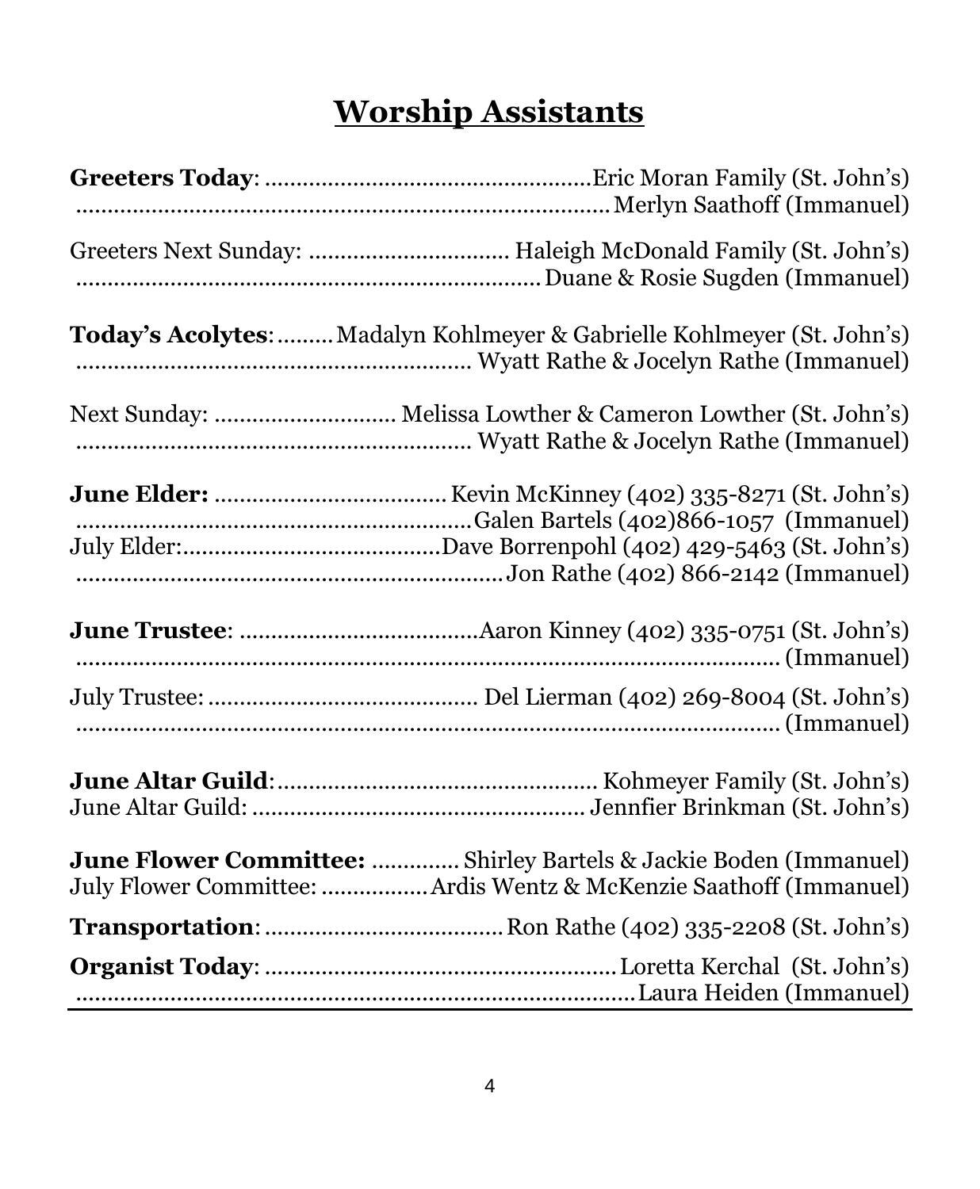# Worship Assistants

**Greeters Today**: ....................................................Eric Moran Family (St. John's)
.......................................................................................Merlyn Saathoff (Immanuel)

Greeters Next Sunday: ................................ Haleigh McDonald Family (St. John's)
.........................................................................Duane & Rosie Sugden (Immanuel)

**Today's Acolytes**: .........Madalyn Kohlmeyer & Gabrielle Kohlmeyer (St. John's)
................................................................ Wyatt Rathe & Jocelyn Rathe (Immanuel)

Next Sunday: ............................. Melissa Lowther & Cameron Lowther (St. John's)
................................................................ Wyatt Rathe & Jocelyn Rathe (Immanuel)

**June Elder:** ...................................... Kevin McKinney (402) 335-8271 (St. John's)
.................................................................Galen Bartels (402)866-1057 (Immanuel)
July Elder:.........................................Dave Borrenpohl (402) 429-5463 (St. John's)
.....................................................................Jon Rathe (402) 866-2142 (Immanuel)

**June Trustee**: ......................................Aaron Kinney (402) 335-0751 (St. John's)
........................................................................................................... (Immanuel)

July Trustee: ........................................... Del Lierman (402) 269-8004 (St. John's)
........................................................................................................... (Immanuel)

**June Altar Guild**:................................................... Kohmeyer Family (St. John's)
June Altar Guild: ..................................................... Jennfier Brinkman (St. John's)

**June Flower Committee:** .............. Shirley Bartels & Jackie Boden (Immanuel)
July Flower Committee: .................Ardis Wentz & McKenzie Saathoff (Immanuel)

**Transportation**: ......................................Ron Rathe (402) 335-2208 (St. John's)

**Organist Today**: ........................................................Loretta Kerchal (St. John's)
..........................................................................................Laura Heiden (Immanuel)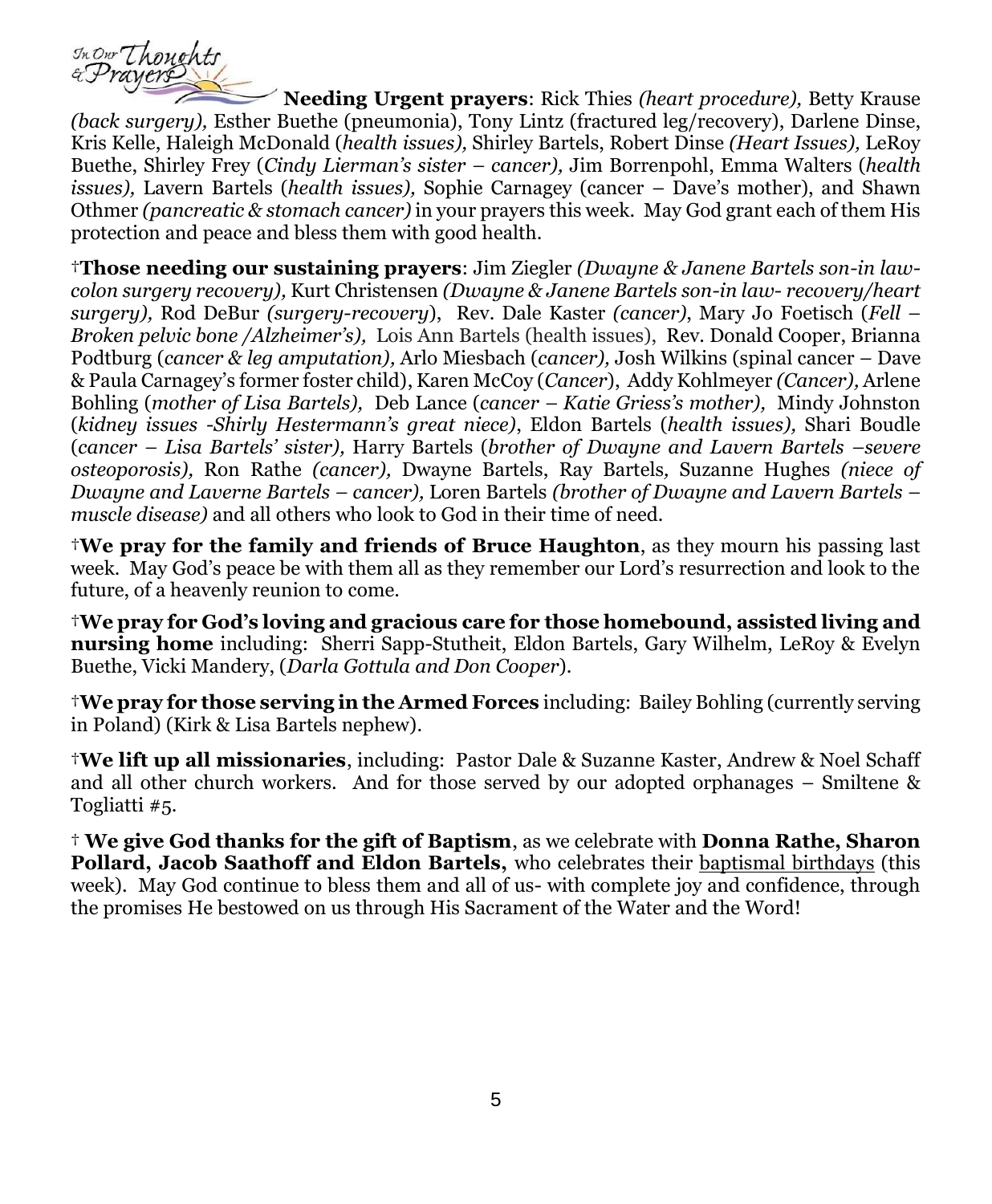In Our Thoughts & Prayers

**Needing Urgent prayers**: Rick Thies *(heart procedure),* Betty Krause *(back surgery),* Esther Buethe (pneumonia), Tony Lintz (fractured leg/recovery), Darlene Dinse, Kris Kelle, Haleigh McDonald (*health issues),* Shirley Bartels, Robert Dinse *(Heart Issues),* LeRoy Buethe, Shirley Frey (*Cindy Lierman's sister – cancer),* Jim Borrenpohl, Emma Walters (*health issues),* Lavern Bartels (*health issues),* Sophie Carnagey (cancer – Dave's mother), and Shawn Othmer *(pancreatic & stomach cancer)* in your prayers this week. May God grant each of them His protection and peace and bless them with good health.

†**Those needing our sustaining prayers**: Jim Ziegler *(Dwayne & Janene Bartels son-in law-colon surgery recovery),* Kurt Christensen *(Dwayne & Janene Bartels son-in law- recovery/heart surgery),* Rod DeBur *(surgery-recovery*), Rev. Dale Kaster *(cancer)*, Mary Jo Foetisch (*Fell – Broken pelvic bone /Alzheimer's),* Lois Ann Bartels (health issues), Rev. Donald Cooper, Brianna Podtburg (*cancer & leg amputation),* Arlo Miesbach (*cancer),* Josh Wilkins (spinal cancer – Dave & Paula Carnagey's former foster child), Karen McCoy (*Cancer*), Addy Kohlmeyer *(Cancer),* Arlene Bohling (*mother of Lisa Bartels),* Deb Lance (*cancer – Katie Griess's mother),* Mindy Johnston (*kidney issues -Shirly Hestermann's great niece)*, Eldon Bartels (*health issues),* Shari Boudle (*cancer – Lisa Bartels' sister),* Harry Bartels (*brother of Dwayne and Lavern Bartels –severe osteoporosis),* Ron Rathe *(cancer),* Dwayne Bartels, Ray Bartels*,* Suzanne Hughes *(niece of Dwayne and Laverne Bartels – cancer),* Loren Bartels *(brother of Dwayne and Lavern Bartels – muscle disease)* and all others who look to God in their time of need.

†**We pray for the family and friends of Bruce Haughton**, as they mourn his passing last week. May God's peace be with them all as they remember our Lord's resurrection and look to the future, of a heavenly reunion to come.

†**We pray for God's loving and gracious care for those homebound, assisted living and nursing home** including: Sherri Sapp-Stutheit, Eldon Bartels, Gary Wilhelm, LeRoy & Evelyn Buethe, Vicki Mandery, (*Darla Gottula and Don Cooper*).

†**We pray for those serving in the Armed Forces** including: Bailey Bohling (currently serving in Poland) (Kirk & Lisa Bartels nephew).

†**We lift up all missionaries**, including: Pastor Dale & Suzanne Kaster, Andrew & Noel Schaff and all other church workers. And for those served by our adopted orphanages – Smiltene & Togliatti #5.

† **We give God thanks for the gift of Baptism**, as we celebrate with **Donna Rathe, Sharon Pollard, Jacob Saathoff and Eldon Bartels,** who celebrates their baptismal birthdays (this week). May God continue to bless them and all of us- with complete joy and confidence, through the promises He bestowed on us through His Sacrament of the Water and the Word!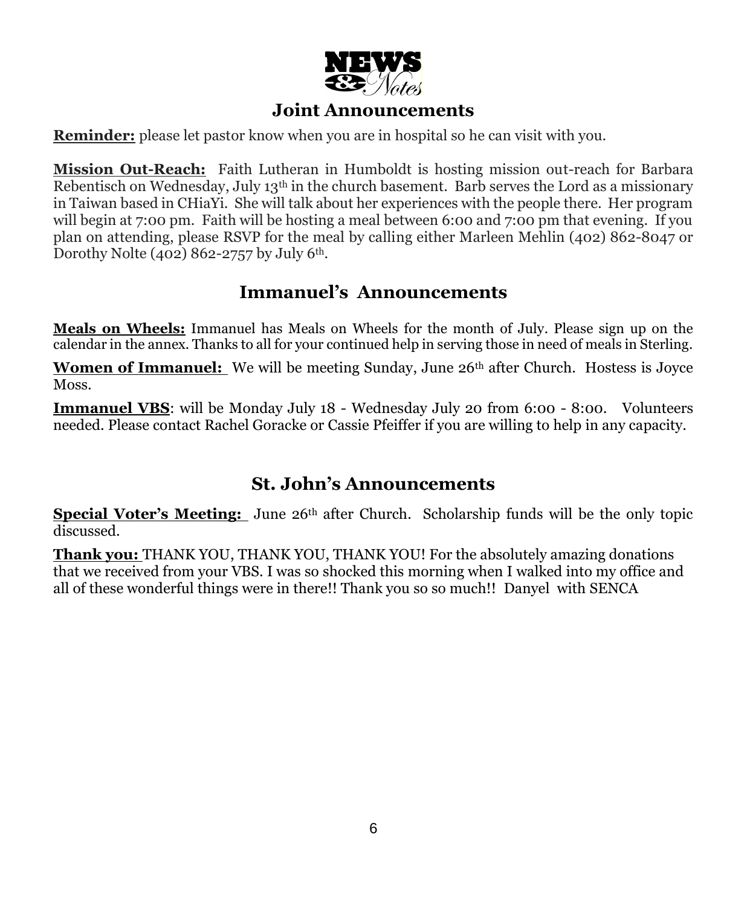# NEWS & Notes

## Joint Announcements

**Reminder:** please let pastor know when you are in hospital so he can visit with you.

**Mission Out-Reach:** Faith Lutheran in Humboldt is hosting mission out-reach for Barbara Rebentisch on Wednesday, July 13th in the church basement. Barb serves the Lord as a missionary in Taiwan based in CHiaYi. She will talk about her experiences with the people there. Her program will begin at 7:00 pm. Faith will be hosting a meal between 6:00 and 7:00 pm that evening. If you plan on attending, please RSVP for the meal by calling either Marleen Mehlin (402) 862-8047 or Dorothy Nolte (402) 862-2757 by July 6th.

## Immanuel's Announcements

**Meals on Wheels:** Immanuel has Meals on Wheels for the month of July. Please sign up on the calendar in the annex. Thanks to all for your continued help in serving those in need of meals in Sterling.

**Women of Immanuel:** We will be meeting Sunday, June 26th after Church. Hostess is Joyce Moss.

**Immanuel VBS**: will be Monday July 18 - Wednesday July 20 from 6:00 - 8:00. Volunteers needed. Please contact Rachel Goracke or Cassie Pfeiffer if you are willing to help in any capacity.

## St. John's Announcements

**Special Voter's Meeting:** June 26th after Church. Scholarship funds will be the only topic discussed.

**Thank you:** THANK YOU, THANK YOU, THANK YOU! For the absolutely amazing donations that we received from your VBS. I was so shocked this morning when I walked into my office and all of these wonderful things were in there!! Thank you so so much!! Danyel with SENCA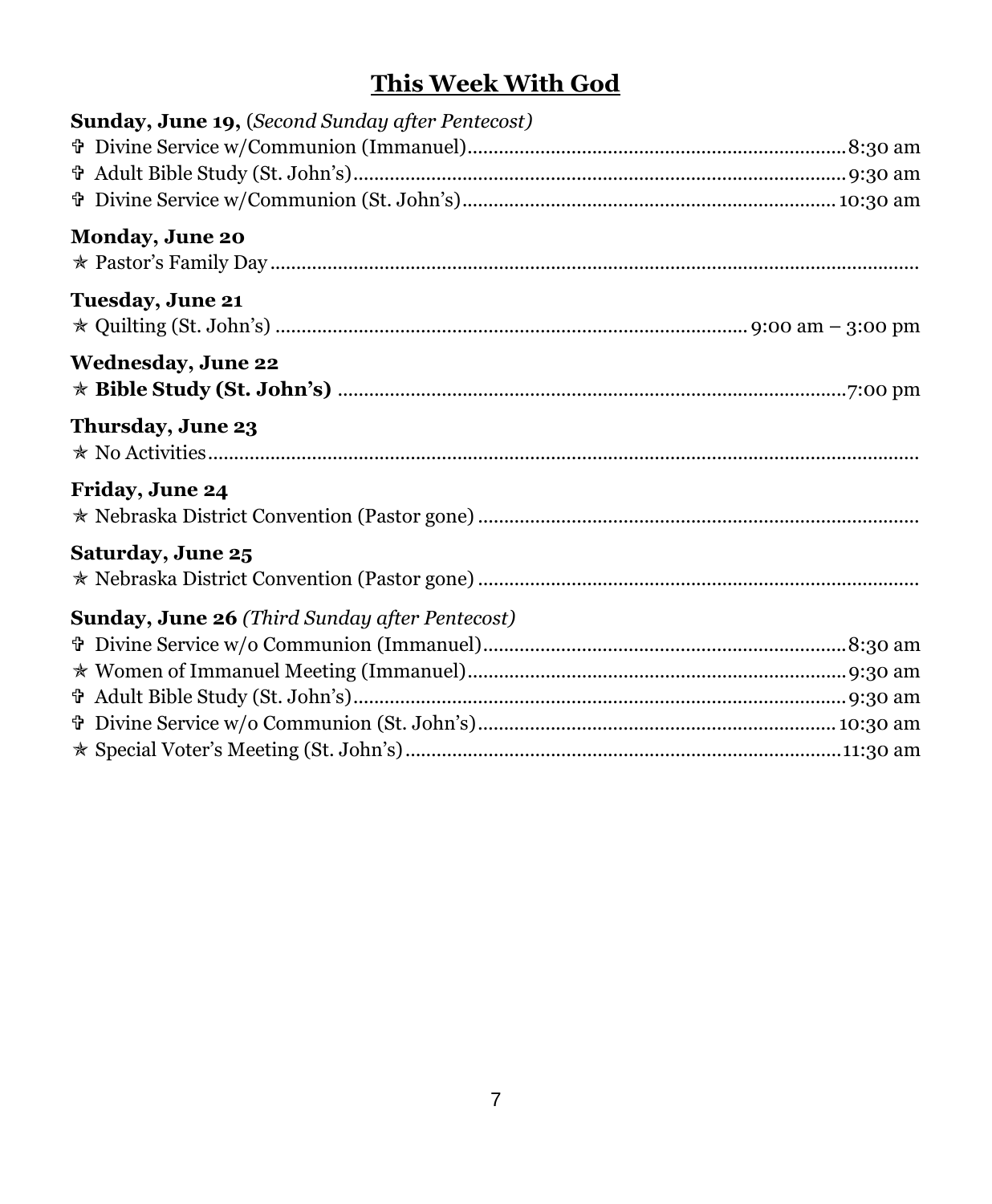# This Week With God

**Sunday, June 19,** (*Second Sunday after Pentecost)*

- ✞ Divine Service w/Communion (Immanuel)........8:30 am
- ✞ Adult Bible Study (St. John's)........9:30 am
- ✞ Divine Service w/Communion (St. John's)........10:30 am

**Monday, June 20**

- ✯ Pastor's Family Day........

**Tuesday, June 21**

- ✯ Quilting (St. John's)........9:00 am – 3:00 pm

**Wednesday, June 22**

- ✯ **Bible Study (St. John's)**........7:00 pm

**Thursday, June 23**

- ✯ No Activities........

**Friday, June 24**

- ✯ Nebraska District Convention (Pastor gone)........

**Saturday, June 25**

- ✯ Nebraska District Convention (Pastor gone)........

**Sunday, June 26** *(Third Sunday after Pentecost)*

- ✞ Divine Service w/o Communion (Immanuel)........8:30 am
- ✯ Women of Immanuel Meeting (Immanuel)........9:30 am
- ✞ Adult Bible Study (St. John's)........9:30 am
- ✞ Divine Service w/o Communion (St. John's)........10:30 am
- ✯ Special Voter's Meeting (St. John's)........11:30 am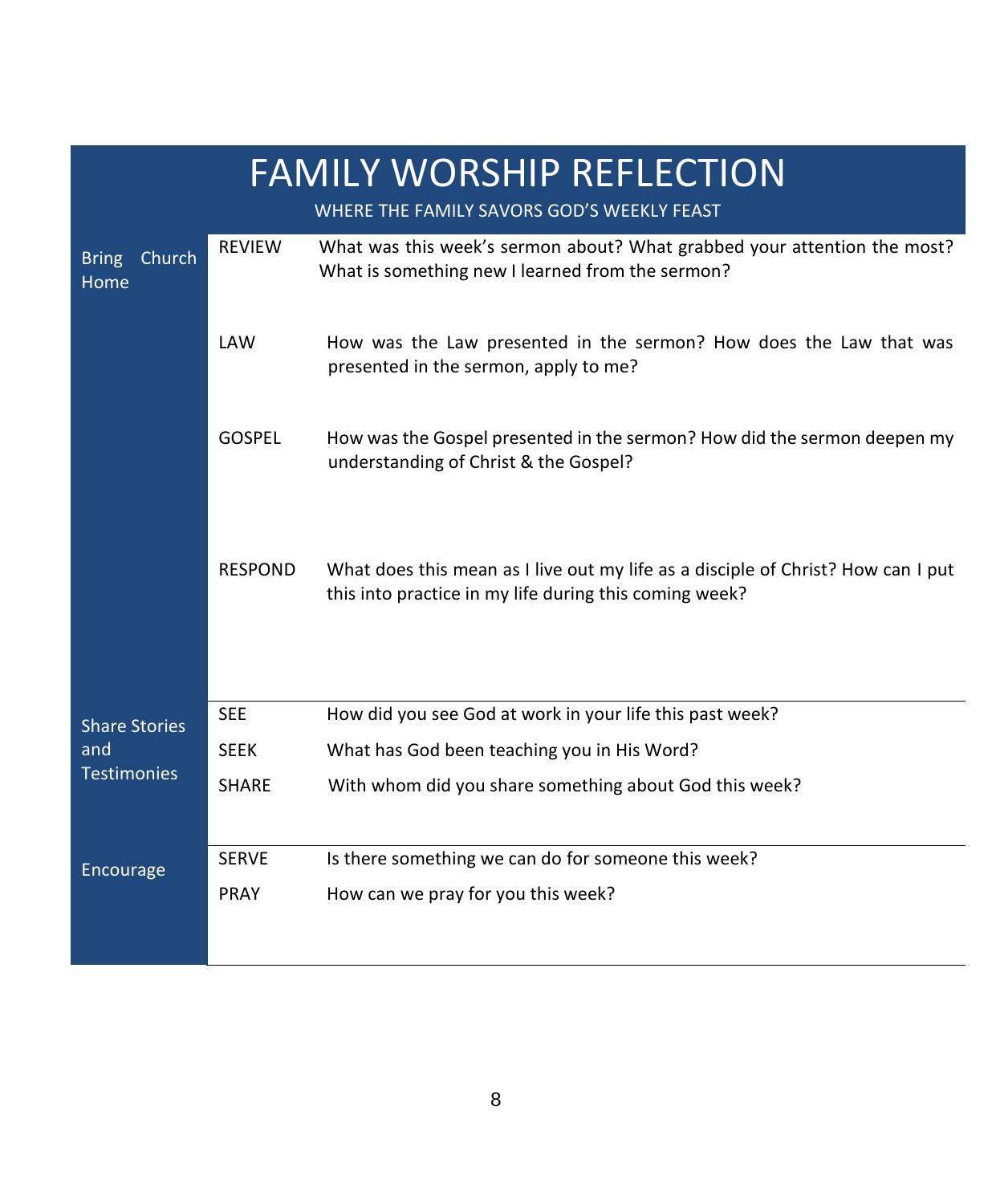# FAMILY WORSHIP REFLECTION

WHERE THE FAMILY SAVORS GOD'S WEEKLY FEAST

| | | |
|---|---|---|
| Bring Church Home | REVIEW | What was this week's sermon about? What grabbed your attention the most? What is something new I learned from the sermon? |
| | LAW | How was the Law presented in the sermon? How does the Law that was presented in the sermon, apply to me? |
| | GOSPEL | How was the Gospel presented in the sermon? How did the sermon deepen my understanding of Christ & the Gospel? |
| | RESPOND | What does this mean as I live out my life as a disciple of Christ? How can I put this into practice in my life during this coming week? |
| Share Stories and Testimonies | SEE | How did you see God at work in your life this past week? |
| | SEEK | What has God been teaching you in His Word? |
| | SHARE | With whom did you share something about God this week? |
| Encourage | SERVE | Is there something we can do for someone this week? |
| | PRAY | How can we pray for you this week? |